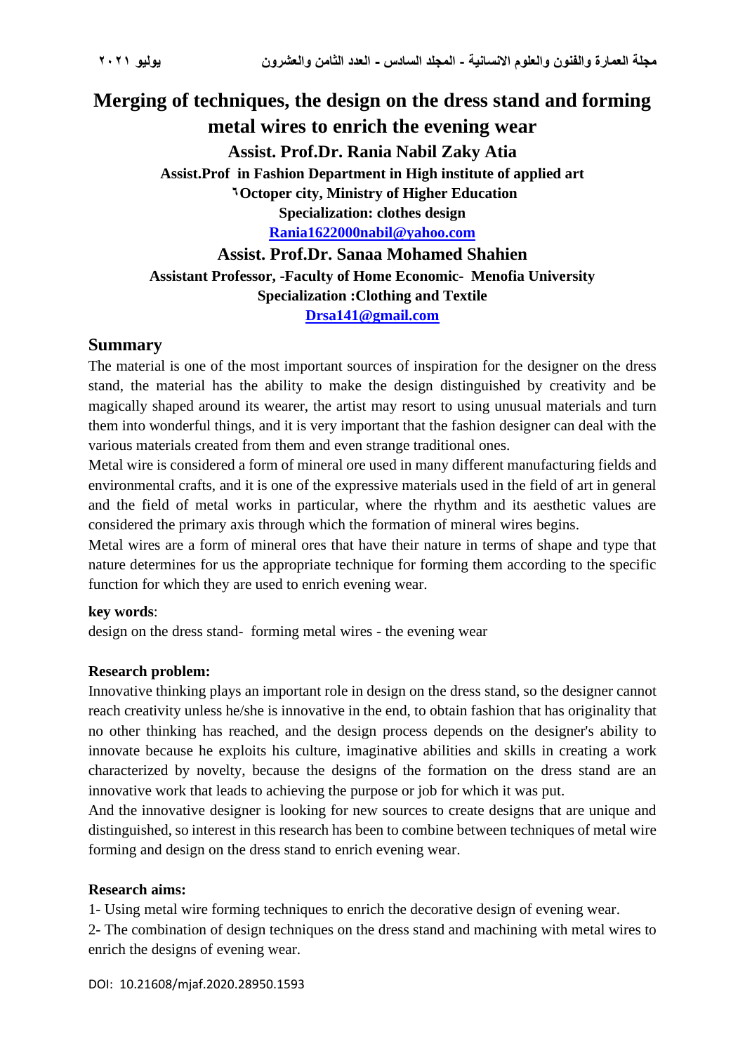# Merging of techniques, the design on the dress stand and forming metal wires to enrich the evening wear

**Assist. Prof.Dr. Rania Nabil Zaky Atia**

**Assist.Prof in Fashion Department in High institute of applied art**

**٦Octoper city, Ministry of Higher Education**

**Specialization: clothes design**

**Rania1622000nabil@yahoo.com**

**Assist. Prof.Dr. Sanaa Mohamed Shahien**

**Assistant Professor, -Faculty of Home Economic- Menofia University**

**Specialization :Clothing and Textile**

**Drsa141@gmail.com**

## Summary

The material is one of the most important sources of inspiration for the designer on the dress stand, the material has the ability to make the design distinguished by creativity and be magically shaped around its wearer, the artist may resort to using unusual materials and turn them into wonderful things, and it is very important that the fashion designer can deal with the various materials created from them and even strange traditional ones.

Metal wire is considered a form of mineral ore used in many different manufacturing fields and environmental crafts, and it is one of the expressive materials used in the field of art in general and the field of metal works in particular, where the rhythm and its aesthetic values are considered the primary axis through which the formation of mineral wires begins.

Metal wires are a form of mineral ores that have their nature in terms of shape and type that nature determines for us the appropriate technique for forming them according to the specific function for which they are used to enrich evening wear.

**key words**:

design on the dress stand- forming metal wires - the evening wear

**Research problem:**

Innovative thinking plays an important role in design on the dress stand, so the designer cannot reach creativity unless he/she is innovative in the end, to obtain fashion that has originality that no other thinking has reached, and the design process depends on the designer's ability to innovate because he exploits his culture, imaginative abilities and skills in creating a work characterized by novelty, because the designs of the formation on the dress stand are an innovative work that leads to achieving the purpose or job for which it was put.

And the innovative designer is looking for new sources to create designs that are unique and distinguished, so interest in this research has been to combine between techniques of metal wire forming and design on the dress stand to enrich evening wear.

**Research aims:**

1- Using metal wire forming techniques to enrich the decorative design of evening wear.

2- The combination of design techniques on the dress stand and machining with metal wires to enrich the designs of evening wear.

DOI: 10.21608/mjaf.2020.28950.1593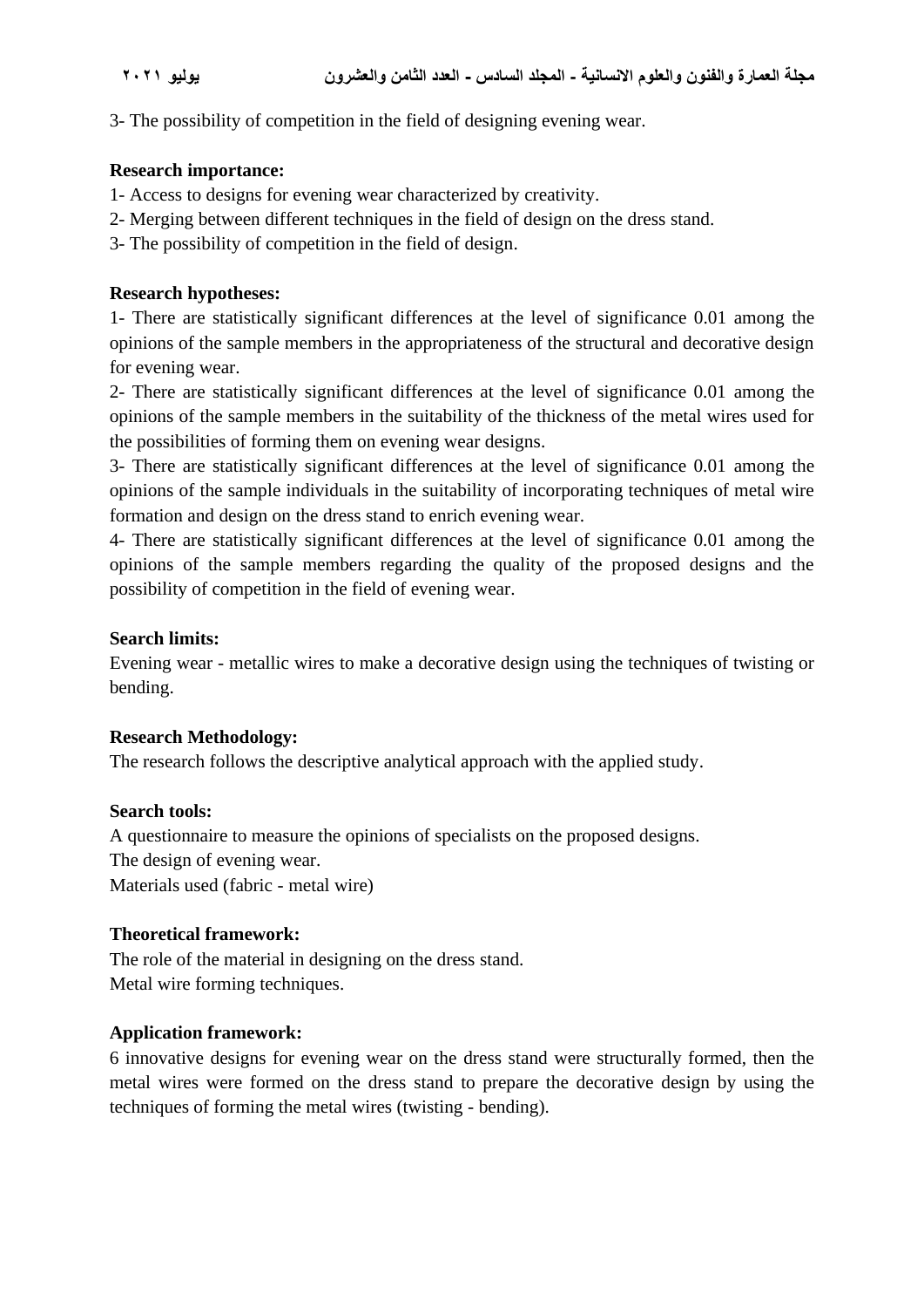3- The possibility of competition in the field of designing evening wear.

**Research importance:**

1- Access to designs for evening wear characterized by creativity.

2- Merging between different techniques in the field of design on the dress stand.

3- The possibility of competition in the field of design.

**Research hypotheses:**

1- There are statistically significant differences at the level of significance 0.01 among the opinions of the sample members in the appropriateness of the structural and decorative design for evening wear.

2- There are statistically significant differences at the level of significance 0.01 among the opinions of the sample members in the suitability of the thickness of the metal wires used for the possibilities of forming them on evening wear designs.

3- There are statistically significant differences at the level of significance 0.01 among the opinions of the sample individuals in the suitability of incorporating techniques of metal wire formation and design on the dress stand to enrich evening wear.

4- There are statistically significant differences at the level of significance 0.01 among the opinions of the sample members regarding the quality of the proposed designs and the possibility of competition in the field of evening wear.

**Search limits:**

Evening wear - metallic wires to make a decorative design using the techniques of twisting or bending.

**Research Methodology:**

The research follows the descriptive analytical approach with the applied study.

**Search tools:**

A questionnaire to measure the opinions of specialists on the proposed designs.

The design of evening wear.

Materials used (fabric - metal wire)

**Theoretical framework:**

The role of the material in designing on the dress stand.

Metal wire forming techniques.

**Application framework:**

6 innovative designs for evening wear on the dress stand were structurally formed, then the metal wires were formed on the dress stand to prepare the decorative design by using the techniques of forming the metal wires (twisting - bending).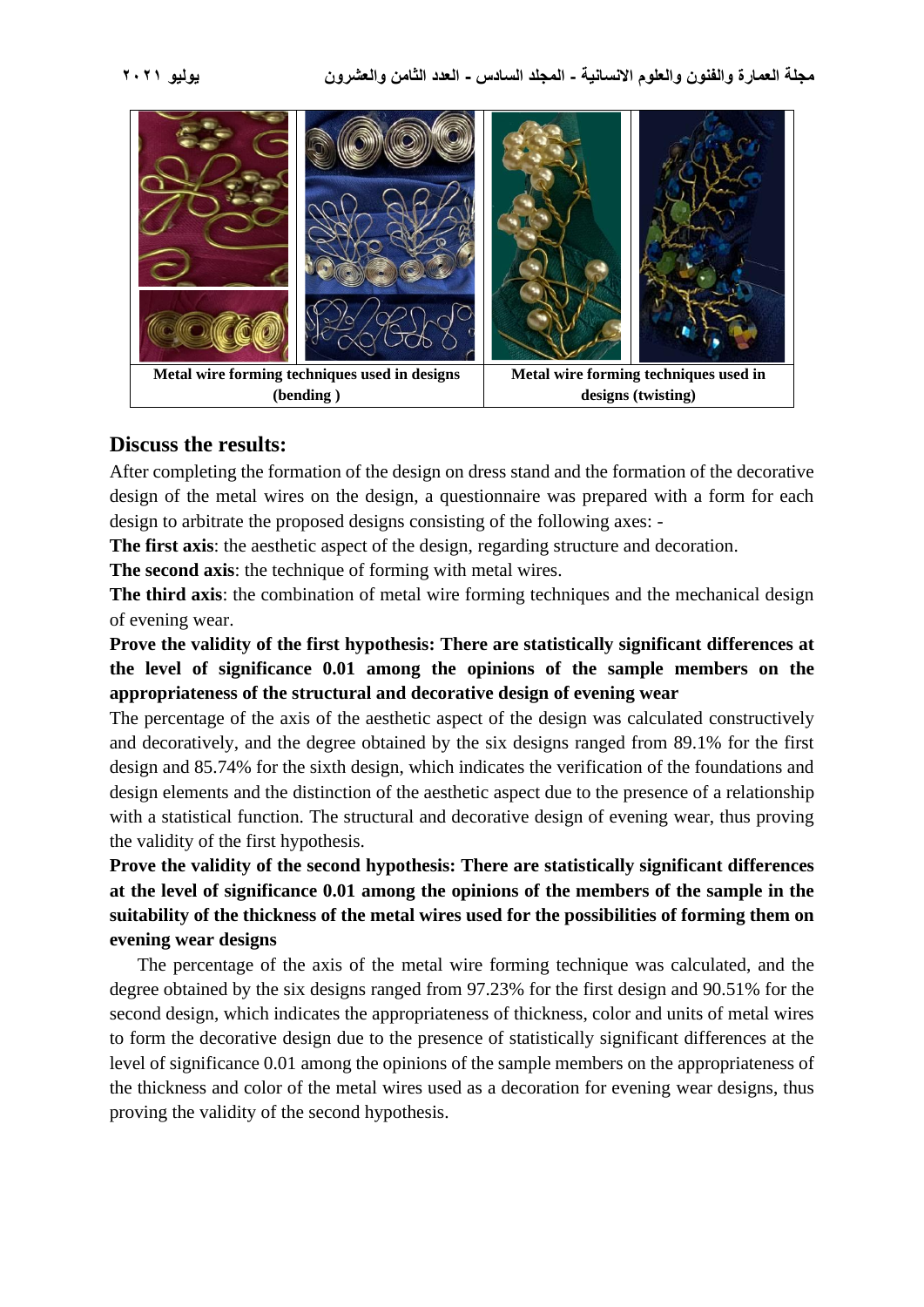| Metal wire forming techniques used in designs (bending ) | Metal wire forming techniques used in designs (twisting) |
| --- | --- |

## Discuss the results:

After completing the formation of the design on dress stand and the formation of the decorative design of the metal wires on the design, a questionnaire was prepared with a form for each design to arbitrate the proposed designs consisting of the following axes: -

**The first axis**: the aesthetic aspect of the design, regarding structure and decoration.

**The second axis**: the technique of forming with metal wires.

**The third axis**: the combination of metal wire forming techniques and the mechanical design of evening wear.

**Prove the validity of the first hypothesis: There are statistically significant differences at the level of significance 0.01 among the opinions of the sample members on the appropriateness of the structural and decorative design of evening wear**

The percentage of the axis of the aesthetic aspect of the design was calculated constructively and decoratively, and the degree obtained by the six designs ranged from 89.1% for the first design and 85.74% for the sixth design, which indicates the verification of the foundations and design elements and the distinction of the aesthetic aspect due to the presence of a relationship with a statistical function. The structural and decorative design of evening wear, thus proving the validity of the first hypothesis.

**Prove the validity of the second hypothesis: There are statistically significant differences at the level of significance 0.01 among the opinions of the members of the sample in the suitability of the thickness of the metal wires used for the possibilities of forming them on evening wear designs**

The percentage of the axis of the metal wire forming technique was calculated, and the degree obtained by the six designs ranged from 97.23% for the first design and 90.51% for the second design, which indicates the appropriateness of thickness, color and units of metal wires to form the decorative design due to the presence of statistically significant differences at the level of significance 0.01 among the opinions of the sample members on the appropriateness of the thickness and color of the metal wires used as a decoration for evening wear designs, thus proving the validity of the second hypothesis.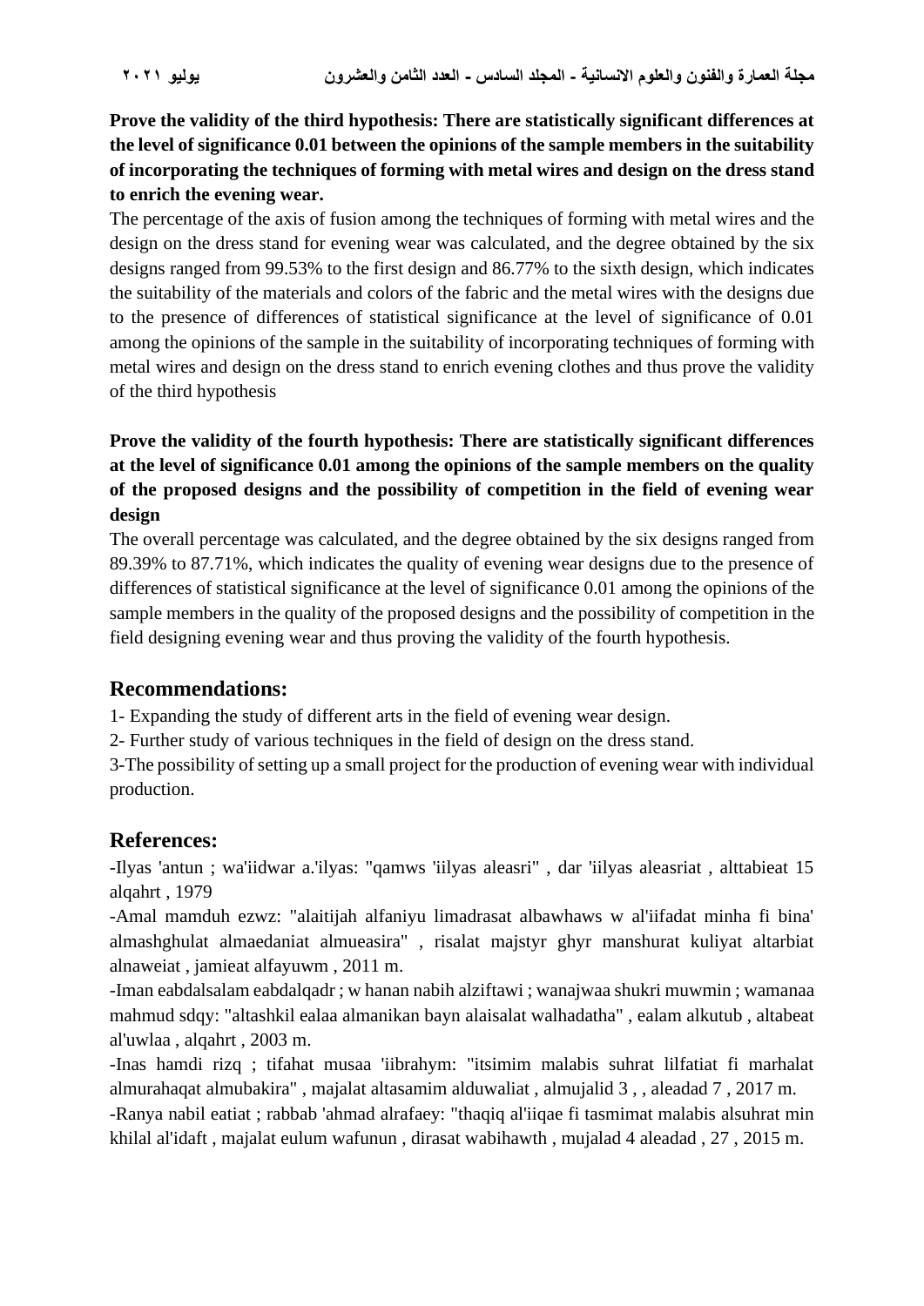**Prove the validity of the third hypothesis: There are statistically significant differences at the level of significance 0.01 between the opinions of the sample members in the suitability of incorporating the techniques of forming with metal wires and design on the dress stand to enrich the evening wear.**

The percentage of the axis of fusion among the techniques of forming with metal wires and the design on the dress stand for evening wear was calculated, and the degree obtained by the six designs ranged from 99.53% to the first design and 86.77% to the sixth design, which indicates the suitability of the materials and colors of the fabric and the metal wires with the designs due to the presence of differences of statistical significance at the level of significance of 0.01 among the opinions of the sample in the suitability of incorporating techniques of forming with metal wires and design on the dress stand to enrich evening clothes and thus prove the validity of the third hypothesis

**Prove the validity of the fourth hypothesis: There are statistically significant differences at the level of significance 0.01 among the opinions of the sample members on the quality of the proposed designs and the possibility of competition in the field of evening wear design**

The overall percentage was calculated, and the degree obtained by the six designs ranged from 89.39% to 87.71%, which indicates the quality of evening wear designs due to the presence of differences of statistical significance at the level of significance 0.01 among the opinions of the sample members in the quality of the proposed designs and the possibility of competition in the field designing evening wear and thus proving the validity of the fourth hypothesis.

## Recommendations:

1- Expanding the study of different arts in the field of evening wear design.

2- Further study of various techniques in the field of design on the dress stand.

3-The possibility of setting up a small project for the production of evening wear with individual production.

## References:

-Ilyas 'antun ; wa'iidwar a.'ilyas: "qamws 'iilyas aleasri" , dar 'iilyas aleasriat , alttabieat 15 alqahrt , 1979

-Amal mamduh ezwz: "alaitijah alfaniyu limadrasat albawhaws w al'iifadat minha fi bina' almashghulat almaedaniat almueasira" , risalat majstyr ghyr manshurat kuliyat altarbiat alnaweiat , jamieat alfayuwm , 2011 m.

-Iman eabdalsalam eabdalqadr ; w hanan nabih alziftawi ; wanajwaa shukri muwmin ; wamanaa mahmud sdqy: "altashkil ealaa almanikan bayn alaisalat walhadatha" , ealam alkutub , altabeat al'uwlaa , alqahrt , 2003 m.

-Inas hamdi rizq ; tifahat musaa 'iibrahym: "itsimim malabis suhrat lilfatiat fi marhalat almurahaqat almubakira" , majalat altasamim alduwaliat , almujalid 3 , , aleadad 7 , 2017 m.

-Ranya nabil eatiat ; rabbab 'ahmad alrafaey: "thaqiq al'iiqae fi tasmimat malabis alsuhrat min khilal al'idaft , majalat eulum wafunun , dirasat wabihawth , mujalad 4 aleadad , 27 , 2015 m.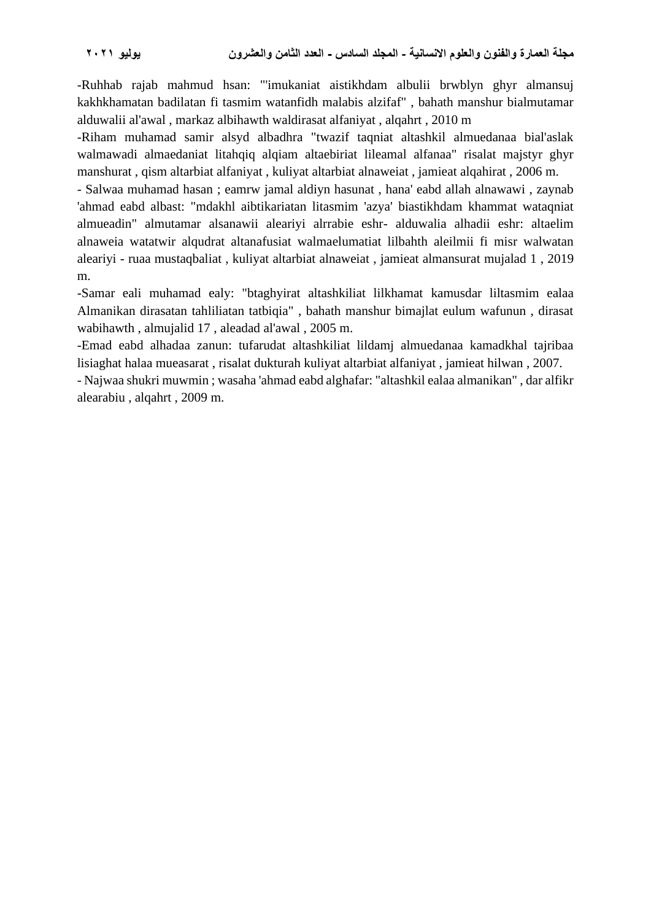-Ruhhab rajab mahmud hsan: "'imukaniat aistikhdam albulii brwblyn ghyr almansuj kakhkhamatan badilatan fi tasmim watanfidh malabis alzifaf" , bahath manshur bialmutamar alduwalii al'awal , markaz albihawth waldirasat alfaniyat , alqahrt , 2010 m

-Riham muhamad samir alsyd albadhra "twazif taqniat altashkil almuedanaa bial'aslak walmawadi almaedaniat litahqiq alqiam altaebiriat lileamal alfanaa" risalat majstyr ghyr manshurat , qism altarbiat alfaniyat , kuliyat altarbiat alnaweiat , jamieat alqahirat , 2006 m.

- Salwaa muhamad hasan ; eamrw jamal aldiyn hasunat , hana' eabd allah alnawawi , zaynab 'ahmad eabd albast: "mdakhl aibtikariatan litasmim 'azya' biastikhdam khammat wataqniat almueadin" almutamar alsanawii aleariyi alrrabie eshr- alduwalia alhadii eshr: altaelim alnaweia watatwir alqudrat altanafusiat walmaelumatiat lilbahth aleilmii fi misr walwatan aleariyi - ruaa mustaqbaliat , kuliyat altarbiat alnaweiat , jamieat almansurat mujalad 1 , 2019 m.

-Samar eali muhamad ealy: "btaghyirat altashkiliat lilkhamat kamusdar liltasmim ealaa Almanikan dirasatan tahliliatan tatbiqia" , bahath manshur bimajlat eulum wafunun , dirasat wabihawth , almujalid 17 , aleadad al'awal , 2005 m.

-Emad eabd alhadaa zanun: tufarudat altashkiliat lildamj almuedanaa kamadkhal tajribaa lisiaghat halaa mueasarat , risalat dukturah kuliyat altarbiat alfaniyat , jamieat hilwan , 2007.

- Najwaa shukri muwmin ; wasaha 'ahmad eabd alghafar: "altashkil ealaa almanikan" , dar alfikr alearabiu , alqahrt , 2009 m.